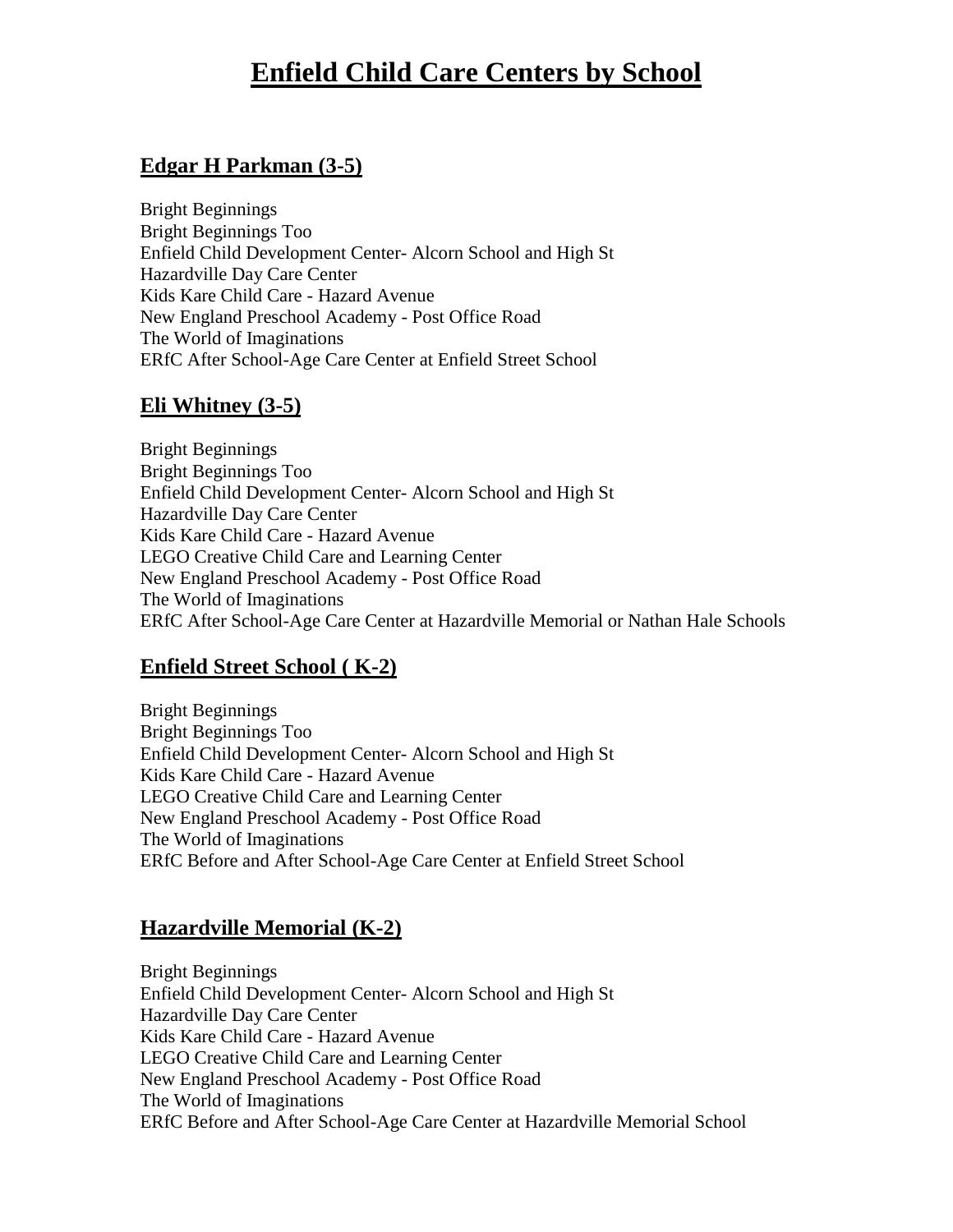# Enfield Child Care Centers by School

## Edgar H Parkman (3-5)

Bright Beginnings
Bright Beginnings Too
Enfield Child Development Center- Alcorn School and High St
Hazardville Day Care Center
Kids Kare Child Care - Hazard Avenue
New England Preschool Academy - Post Office Road
The World of Imaginations
ERfC After School-Age Care Center at Enfield Street School

## Eli Whitney (3-5)

Bright Beginnings
Bright Beginnings Too
Enfield Child Development Center- Alcorn School and High St
Hazardville Day Care Center
Kids Kare Child Care - Hazard Avenue
LEGO Creative Child Care and Learning Center
New England Preschool Academy - Post Office Road
The World of Imaginations
ERfC After School-Age Care Center at Hazardville Memorial or Nathan Hale Schools

## Enfield Street School ( K-2)

Bright Beginnings
Bright Beginnings Too
Enfield Child Development Center- Alcorn School and High St
Kids Kare Child Care - Hazard Avenue
LEGO Creative Child Care and Learning Center
New England Preschool Academy - Post Office Road
The World of Imaginations
ERfC Before and After School-Age Care Center at Enfield Street School

## Hazardville Memorial (K-2)

Bright Beginnings
Enfield Child Development Center- Alcorn School and High St
Hazardville Day Care Center
Kids Kare Child Care - Hazard Avenue
LEGO Creative Child Care and Learning Center
New England Preschool Academy - Post Office Road
The World of Imaginations
ERfC Before and After School-Age Care Center at Hazardville Memorial School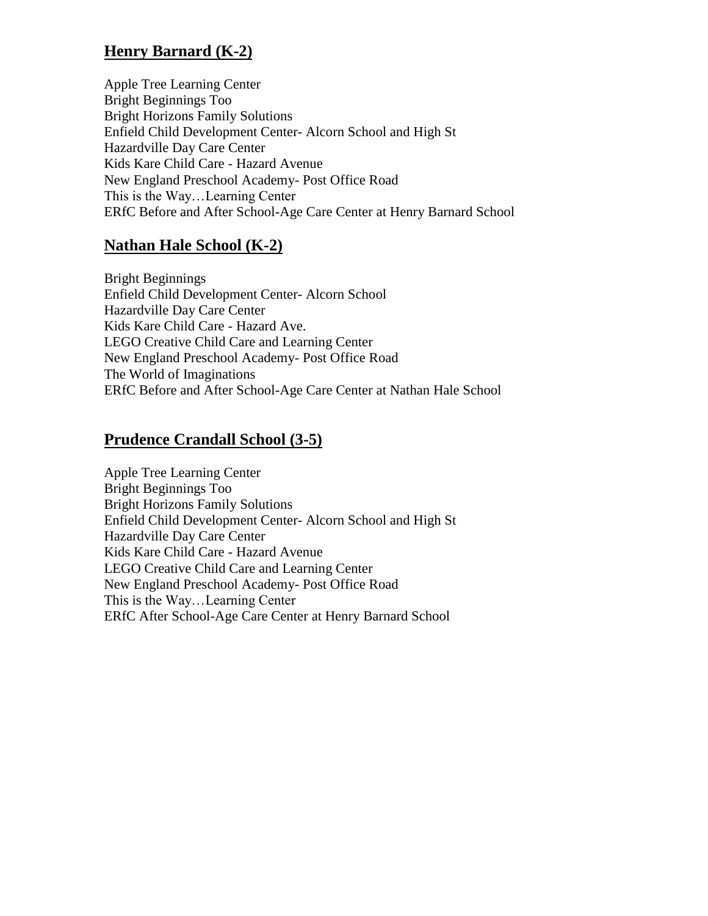## Henry Barnard (K-2)

Apple Tree Learning Center
Bright Beginnings Too
Bright Horizons Family Solutions
Enfield Child Development Center- Alcorn School and High St
Hazardville Day Care Center
Kids Kare Child Care - Hazard Avenue
New England Preschool Academy- Post Office Road
This is the Way…Learning Center
ERfC Before and After School-Age Care Center at Henry Barnard School

## Nathan Hale School (K-2)

Bright Beginnings
Enfield Child Development Center- Alcorn School
Hazardville Day Care Center
Kids Kare Child Care - Hazard Ave.
LEGO Creative Child Care and Learning Center
New England Preschool Academy- Post Office Road
The World of Imaginations
ERfC Before and After School-Age Care Center at Nathan Hale School

## Prudence Crandall School (3-5)

Apple Tree Learning Center
Bright Beginnings Too
Bright Horizons Family Solutions
Enfield Child Development Center- Alcorn School and High St
Hazardville Day Care Center
Kids Kare Child Care - Hazard Avenue
LEGO Creative Child Care and Learning Center
New England Preschool Academy- Post Office Road
This is the Way…Learning Center
ERfC After School-Age Care Center at Henry Barnard School